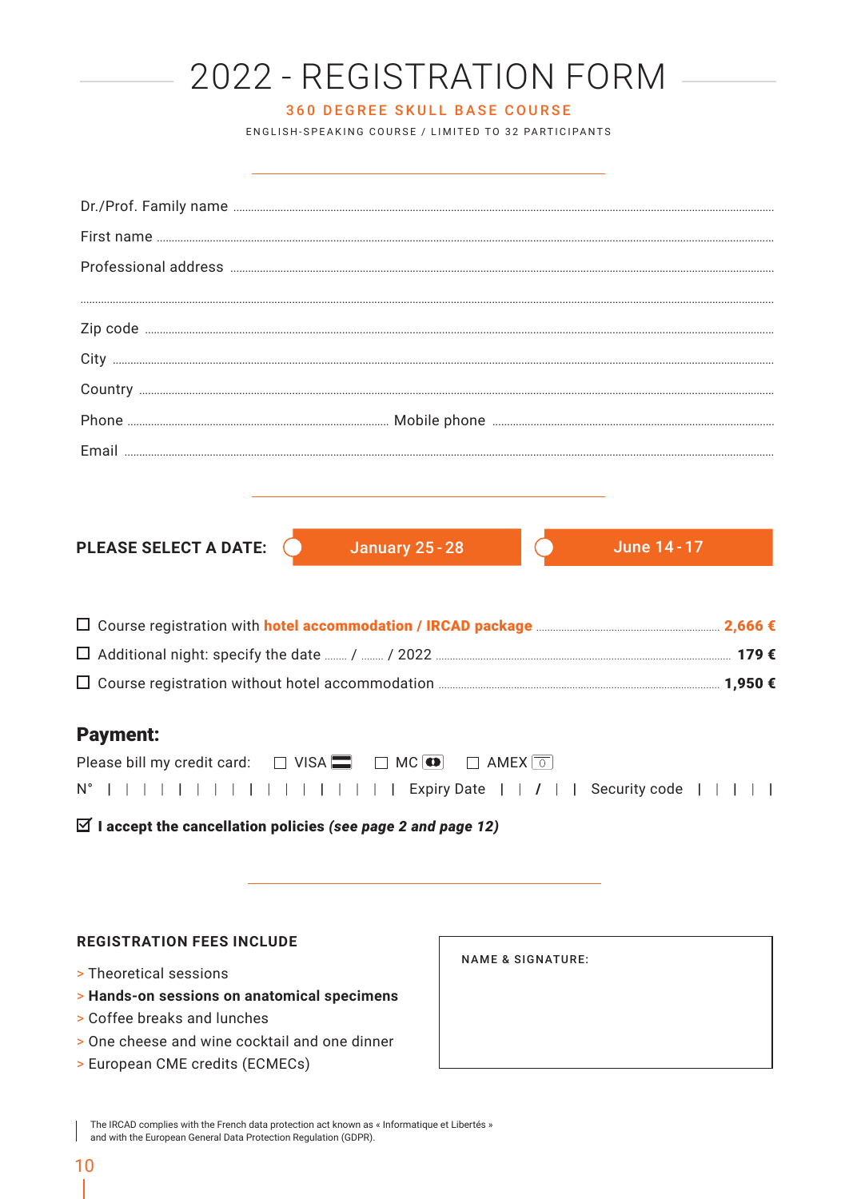# 2022 - REGISTRATION FORM

**360 DEGREE SKULL BASE COURSE**

ENGLISH-SPEAKING COURSE / LIMITED TO 32 PARTICIPANTS

Dr./Prof. Family name ......................................................................

First name ......................................................................

Professional address ......................................................................

......................................................................

Zip code ......................................................................

City ......................................................................

Country ......................................................................

Phone ........................................ Mobile phone ........................................

Email ......................................................................

**PLEASE SELECT A DATE:** ○ January 25 - 28 ○ June 14 - 17

☐ Course registration with **hotel accommodation / IRCAD package** .................... **2,666 €**

☐ Additional night: specify the date ....... / ....... / 2022 .................... **179 €**

☐ Course registration without hotel accommodation .................... **1,950 €**

## Payment:

Please bill my credit card: ☐ VISA ☐ MC ☐ AMEX

N° | | | | | | | | | | | | | | | | | Expiry Date | | / | | Security code | | | |

☑ **I accept the cancellation policies *(see page 2 and page 12)***

### REGISTRATION FEES INCLUDE

- Theoretical sessions
- **Hands-on sessions on anatomical specimens**
- Coffee breaks and lunches
- One cheese and wine cocktail and one dinner
- European CME credits (ECMECs)

NAME & SIGNATURE:

The IRCAD complies with the French data protection act known as « Informatique et Libertés » and with the European General Data Protection Regulation (GDPR).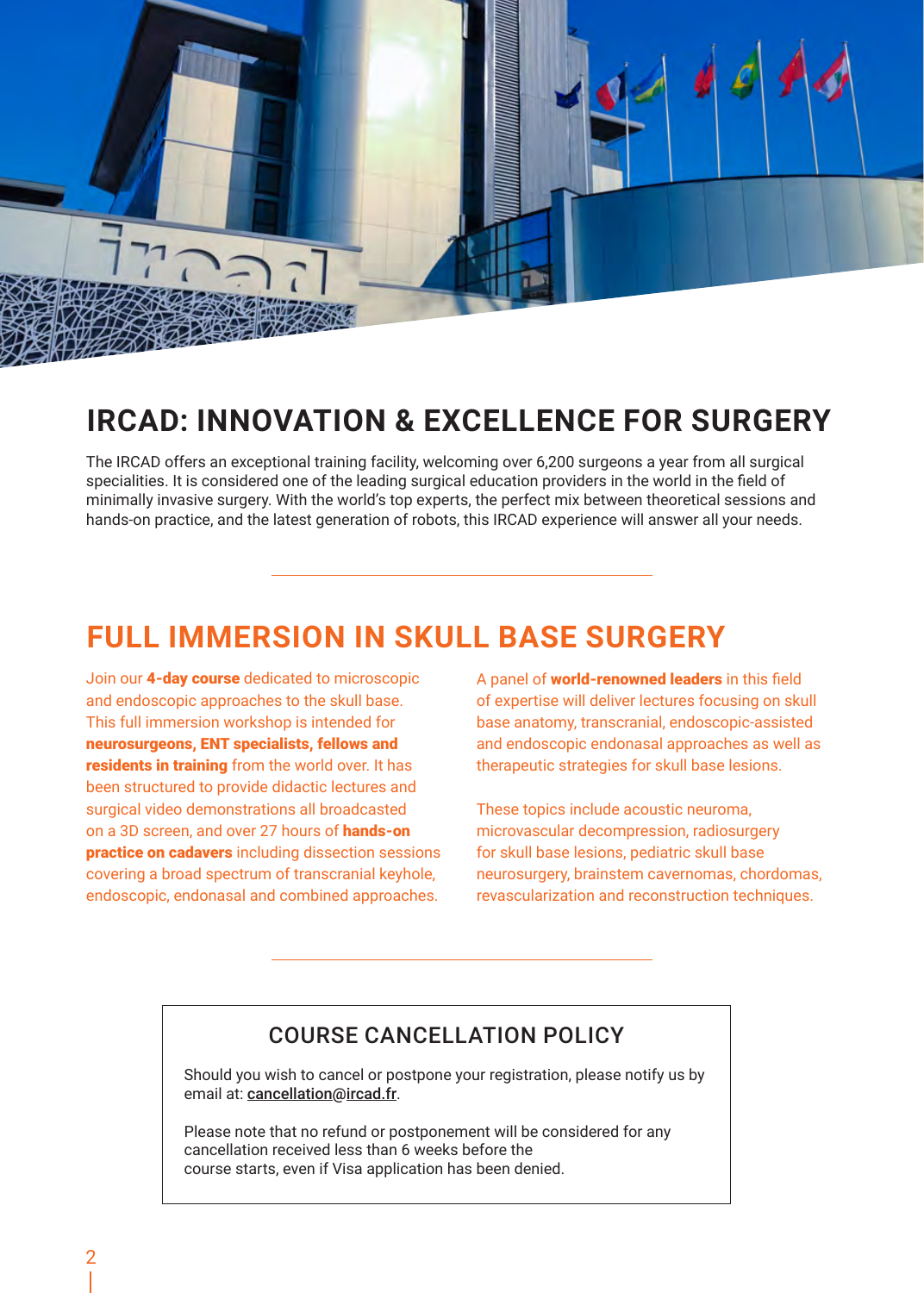## IRCAD: INNOVATION & EXCELLENCE FOR SURGERY

The IRCAD offers an exceptional training facility, welcoming over 6,200 surgeons a year from all surgical specialities. It is considered one of the leading surgical education providers in the world in the field of minimally invasive surgery. With the world's top experts, the perfect mix between theoretical sessions and hands-on practice, and the latest generation of robots, this IRCAD experience will answer all your needs.

---

## FULL IMMERSION IN SKULL BASE SURGERY

Join our **4-day course** dedicated to microscopic and endoscopic approaches to the skull base. This full immersion workshop is intended for **neurosurgeons, ENT specialists, fellows and residents in training** from the world over. It has been structured to provide didactic lectures and surgical video demonstrations all broadcasted on a 3D screen, and over 27 hours of **hands-on practice on cadavers** including dissection sessions covering a broad spectrum of transcranial keyhole, endoscopic, endonasal and combined approaches.

A panel of **world-renowned leaders** in this field of expertise will deliver lectures focusing on skull base anatomy, transcranial, endoscopic-assisted and endoscopic endonasal approaches as well as therapeutic strategies for skull base lesions.

These topics include acoustic neuroma, microvascular decompression, radiosurgery for skull base lesions, pediatric skull base neurosurgery, brainstem cavernomas, chordomas, revascularization and reconstruction techniques.

---

### COURSE CANCELLATION POLICY

Should you wish to cancel or postpone your registration, please notify us by email at: cancellation@ircad.fr.

Please note that no refund or postponement will be considered for any cancellation received less than 6 weeks before the course starts, even if Visa application has been denied.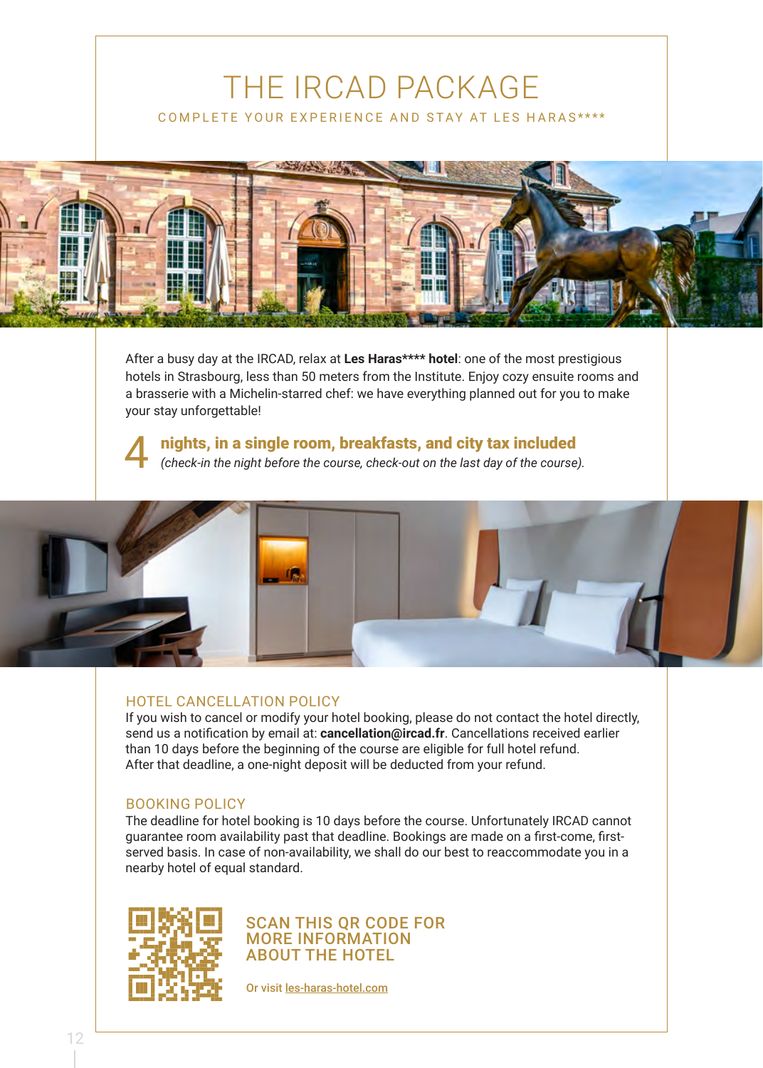# THE IRCAD PACKAGE

COMPLETE YOUR EXPERIENCE AND STAY AT LES HARAS****

After a busy day at the IRCAD, relax at **Les Haras**** hotel**: one of the most prestigious hotels in Strasbourg, less than 50 meters from the Institute. Enjoy cozy ensuite rooms and a brasserie with a Michelin-starred chef: we have everything planned out for you to make your stay unforgettable!

**4 nights, in a single room, breakfasts, and city tax included**
*(check-in the night before the course, check-out on the last day of the course).*

## HOTEL CANCELLATION POLICY

If you wish to cancel or modify your hotel booking, please do not contact the hotel directly, send us a notification by email at: **cancellation@ircad.fr**. Cancellations received earlier than 10 days before the beginning of the course are eligible for full hotel refund. After that deadline, a one-night deposit will be deducted from your refund.

## BOOKING POLICY

The deadline for hotel booking is 10 days before the course. Unfortunately IRCAD cannot guarantee room availability past that deadline. Bookings are made on a first-come, first-served basis. In case of non-availability, we shall do our best to reaccommodate you in a nearby hotel of equal standard.

SCAN THIS QR CODE FOR MORE INFORMATION ABOUT THE HOTEL

Or visit les-haras-hotel.com